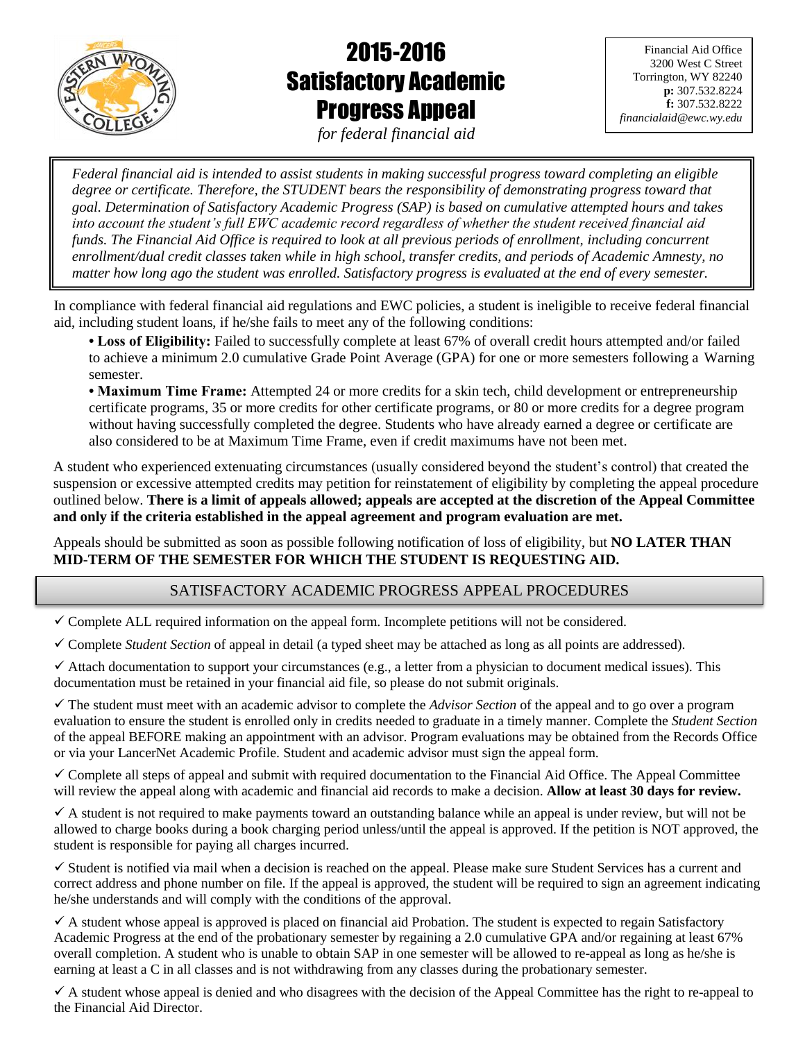# 2015-2016 Satisfactory Academic Progress Appeal

*for federal financial aid*

Financial Aid Office
3200 West C Street
Torrington, WY 82240
**p:** 307.532.8224
**f:** 307.532.8222
*financialaid@ewc.wy.edu*

*Federal financial aid is intended to assist students in making successful progress toward completing an eligible degree or certificate. Therefore, the STUDENT bears the responsibility of demonstrating progress toward that goal. Determination of Satisfactory Academic Progress (SAP) is based on cumulative attempted hours and takes into account the student's full EWC academic record regardless of whether the student received financial aid funds. The Financial Aid Office is required to look at all previous periods of enrollment, including concurrent enrollment/dual credit classes taken while in high school, transfer credits, and periods of Academic Amnesty, no matter how long ago the student was enrolled. Satisfactory progress is evaluated at the end of every semester.*

In compliance with federal financial aid regulations and EWC policies, a student is ineligible to receive federal financial aid, including student loans, if he/she fails to meet any of the following conditions:

- **Loss of Eligibility:** Failed to successfully complete at least 67% of overall credit hours attempted and/or failed to achieve a minimum 2.0 cumulative Grade Point Average (GPA) for one or more semesters following a Warning semester.
- **Maximum Time Frame:** Attempted 24 or more credits for a skin tech, child development or entrepreneurship certificate programs, 35 or more credits for other certificate programs, or 80 or more credits for a degree program without having successfully completed the degree. Students who have already earned a degree or certificate are also considered to be at Maximum Time Frame, even if credit maximums have not been met.

A student who experienced extenuating circumstances (usually considered beyond the student's control) that created the suspension or excessive attempted credits may petition for reinstatement of eligibility by completing the appeal procedure outlined below. **There is a limit of appeals allowed; appeals are accepted at the discretion of the Appeal Committee and only if the criteria established in the appeal agreement and program evaluation are met.**

Appeals should be submitted as soon as possible following notification of loss of eligibility, but **NO LATER THAN MID-TERM OF THE SEMESTER FOR WHICH THE STUDENT IS REQUESTING AID.**

## SATISFACTORY ACADEMIC PROGRESS APPEAL PROCEDURES

- ✓ Complete ALL required information on the appeal form. Incomplete petitions will not be considered.
- ✓ Complete *Student Section* of appeal in detail (a typed sheet may be attached as long as all points are addressed).
- ✓ Attach documentation to support your circumstances (e.g., a letter from a physician to document medical issues). This documentation must be retained in your financial aid file, so please do not submit originals.
- ✓ The student must meet with an academic advisor to complete the *Advisor Section* of the appeal and to go over a program evaluation to ensure the student is enrolled only in credits needed to graduate in a timely manner. Complete the *Student Section* of the appeal BEFORE making an appointment with an advisor. Program evaluations may be obtained from the Records Office or via your LancerNet Academic Profile. Student and academic advisor must sign the appeal form.
- ✓ Complete all steps of appeal and submit with required documentation to the Financial Aid Office. The Appeal Committee will review the appeal along with academic and financial aid records to make a decision. **Allow at least 30 days for review.**
- ✓ A student is not required to make payments toward an outstanding balance while an appeal is under review, but will not be allowed to charge books during a book charging period unless/until the appeal is approved. If the petition is NOT approved, the student is responsible for paying all charges incurred.
- ✓ Student is notified via mail when a decision is reached on the appeal. Please make sure Student Services has a current and correct address and phone number on file. If the appeal is approved, the student will be required to sign an agreement indicating he/she understands and will comply with the conditions of the approval.
- ✓ A student whose appeal is approved is placed on financial aid Probation. The student is expected to regain Satisfactory Academic Progress at the end of the probationary semester by regaining a 2.0 cumulative GPA and/or regaining at least 67% overall completion. A student who is unable to obtain SAP in one semester will be allowed to re-appeal as long as he/she is earning at least a C in all classes and is not withdrawing from any classes during the probationary semester.
- ✓ A student whose appeal is denied and who disagrees with the decision of the Appeal Committee has the right to re-appeal to the Financial Aid Director.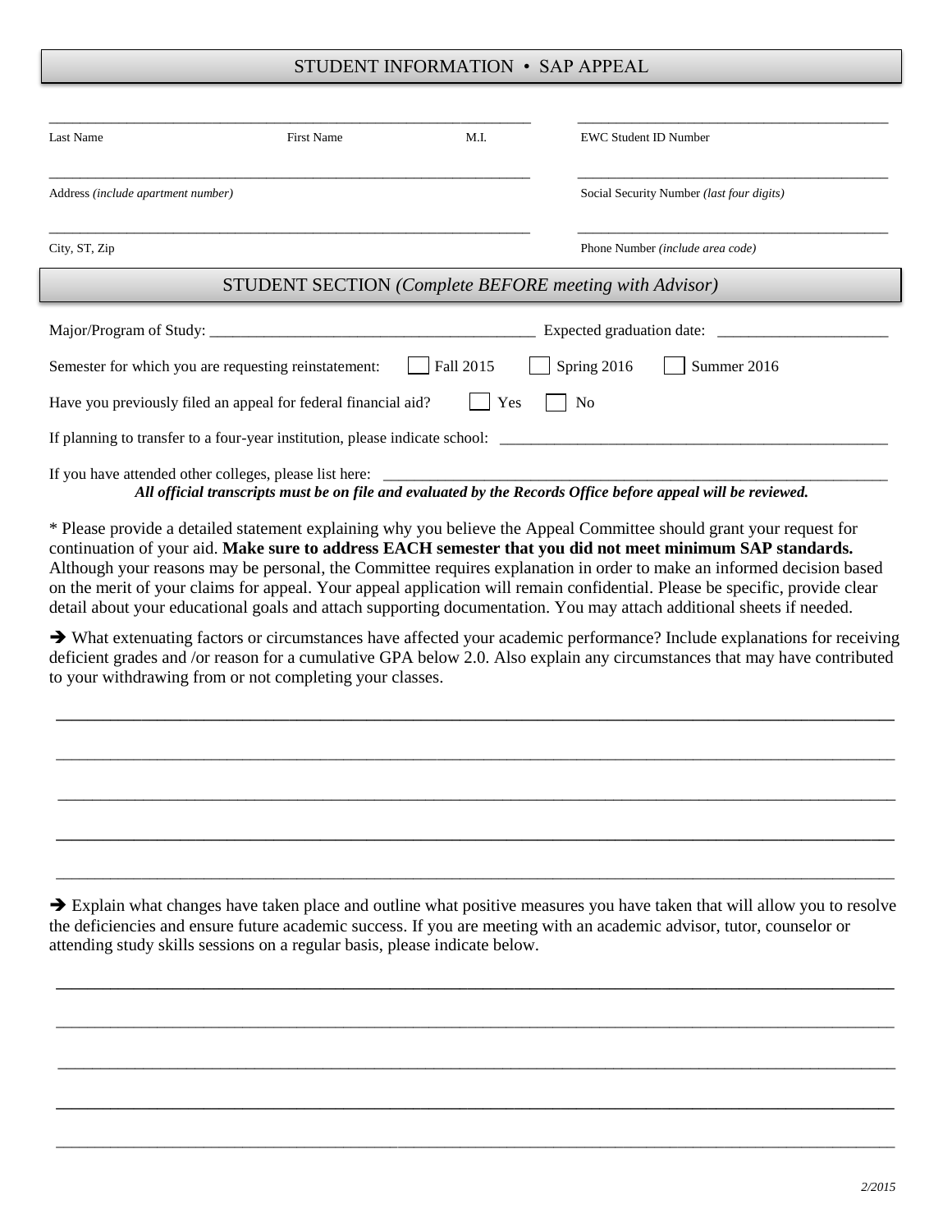## STUDENT INFORMATION • SAP APPEAL

| | | | |
|---|---|---|---|
| Last Name | First Name | M.I. | EWC Student ID Number |
| Address *(include apartment number)* | | | Social Security Number *(last four digits)* |
| City, ST, Zip | | | Phone Number *(include area code)* |

## STUDENT SECTION *(Complete BEFORE meeting with Advisor)*

Major/Program of Study: ________________________________________ Expected graduation date: ______________________

Semester for which you are requesting reinstatement: ☐ Fall 2015 ☐ Spring 2016 ☐ Summer 2016

Have you previously filed an appeal for federal financial aid? ☐ Yes ☐ No

If planning to transfer to a four-year institution, please indicate school: ________________________________________________

If you have attended other colleges, please list here: ________________________________________________________________

***All official transcripts must be on file and evaluated by the Records Office before appeal will be reviewed.***

* Please provide a detailed statement explaining why you believe the Appeal Committee should grant your request for continuation of your aid. **Make sure to address EACH semester that you did not meet minimum SAP standards.** Although your reasons may be personal, the Committee requires explanation in order to make an informed decision based on the merit of your claims for appeal. Your appeal application will remain confidential. Please be specific, provide clear detail about your educational goals and attach supporting documentation. You may attach additional sheets if needed.

➔ What extenuating factors or circumstances have affected your academic performance? Include explanations for receiving deficient grades and /or reason for a cumulative GPA below 2.0. Also explain any circumstances that may have contributed to your withdrawing from or not completing your classes.

______________________________________________________________________________________________

______________________________________________________________________________________________

______________________________________________________________________________________________

______________________________________________________________________________________________

______________________________________________________________________________________________

➔ Explain what changes have taken place and outline what positive measures you have taken that will allow you to resolve the deficiencies and ensure future academic success. If you are meeting with an academic advisor, tutor, counselor or attending study skills sessions on a regular basis, please indicate below.

______________________________________________________________________________________________

______________________________________________________________________________________________

______________________________________________________________________________________________

______________________________________________________________________________________________

______________________________________________________________________________________________

*2/2015*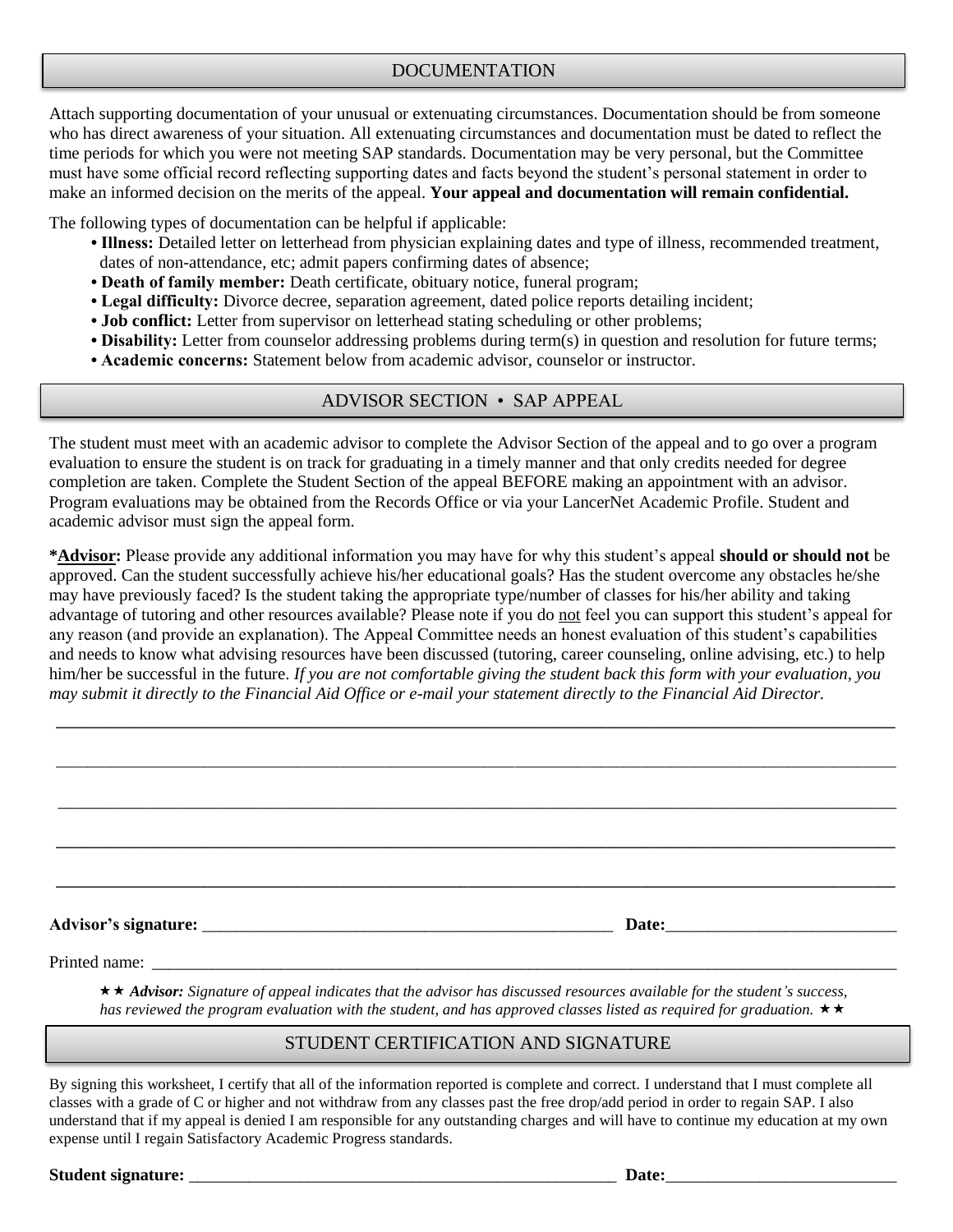## DOCUMENTATION

Attach supporting documentation of your unusual or extenuating circumstances. Documentation should be from someone who has direct awareness of your situation. All extenuating circumstances and documentation must be dated to reflect the time periods for which you were not meeting SAP standards. Documentation may be very personal, but the Committee must have some official record reflecting supporting dates and facts beyond the student's personal statement in order to make an informed decision on the merits of the appeal. **Your appeal and documentation will remain confidential.**

The following types of documentation can be helpful if applicable:

- **Illness:** Detailed letter on letterhead from physician explaining dates and type of illness, recommended treatment, dates of non-attendance, etc; admit papers confirming dates of absence;
- **Death of family member:** Death certificate, obituary notice, funeral program;
- **Legal difficulty:** Divorce decree, separation agreement, dated police reports detailing incident;
- **Job conflict:** Letter from supervisor on letterhead stating scheduling or other problems;
- **Disability:** Letter from counselor addressing problems during term(s) in question and resolution for future terms;
- **Academic concerns:** Statement below from academic advisor, counselor or instructor.

## ADVISOR SECTION • SAP APPEAL

The student must meet with an academic advisor to complete the Advisor Section of the appeal and to go over a program evaluation to ensure the student is on track for graduating in a timely manner and that only credits needed for degree completion are taken. Complete the Student Section of the appeal BEFORE making an appointment with an advisor. Program evaluations may be obtained from the Records Office or via your LancerNet Academic Profile. Student and academic advisor must sign the appeal form.

**\*Advisor:** Please provide any additional information you may have for why this student's appeal **should or should not** be approved. Can the student successfully achieve his/her educational goals? Has the student overcome any obstacles he/she may have previously faced? Is the student taking the appropriate type/number of classes for his/her ability and taking advantage of tutoring and other resources available? Please note if you do not feel you can support this student's appeal for any reason (and provide an explanation). The Appeal Committee needs an honest evaluation of this student's capabilities and needs to know what advising resources have been discussed (tutoring, career counseling, online advising, etc.) to help him/her be successful in the future. *If you are not comfortable giving the student back this form with your evaluation, you may submit it directly to the Financial Aid Office or e-mail your statement directly to the Financial Aid Director.*

\_\_\_\_\_\_\_\_\_\_\_\_\_\_\_\_\_\_\_\_\_\_\_\_\_\_\_\_\_\_\_\_\_\_\_\_\_\_\_\_\_\_\_\_\_\_\_\_\_\_\_\_\_\_\_\_\_\_\_\_\_\_\_\_\_\_\_\_\_\_\_\_\_\_\_\_\_\_

\_\_\_\_\_\_\_\_\_\_\_\_\_\_\_\_\_\_\_\_\_\_\_\_\_\_\_\_\_\_\_\_\_\_\_\_\_\_\_\_\_\_\_\_\_\_\_\_\_\_\_\_\_\_\_\_\_\_\_\_\_\_\_\_\_\_\_\_\_\_\_\_\_\_\_\_\_\_

\_\_\_\_\_\_\_\_\_\_\_\_\_\_\_\_\_\_\_\_\_\_\_\_\_\_\_\_\_\_\_\_\_\_\_\_\_\_\_\_\_\_\_\_\_\_\_\_\_\_\_\_\_\_\_\_\_\_\_\_\_\_\_\_\_\_\_\_\_\_\_\_\_\_\_\_\_\_

\_\_\_\_\_\_\_\_\_\_\_\_\_\_\_\_\_\_\_\_\_\_\_\_\_\_\_\_\_\_\_\_\_\_\_\_\_\_\_\_\_\_\_\_\_\_\_\_\_\_\_\_\_\_\_\_\_\_\_\_\_\_\_\_\_\_\_\_\_\_\_\_\_\_\_\_\_\_

\_\_\_\_\_\_\_\_\_\_\_\_\_\_\_\_\_\_\_\_\_\_\_\_\_\_\_\_\_\_\_\_\_\_\_\_\_\_\_\_\_\_\_\_\_\_\_\_\_\_\_\_\_\_\_\_\_\_\_\_\_\_\_\_\_\_\_\_\_\_\_\_\_\_\_\_\_\_

**Advisor's signature:** \_\_\_\_\_\_\_\_\_\_\_\_\_\_\_\_\_\_\_\_\_\_\_\_\_\_\_\_\_\_\_\_\_\_\_\_\_\_\_\_ **Date:**\_\_\_\_\_\_\_\_\_\_\_\_\_\_\_\_\_\_\_\_\_\_

Printed name: \_\_\_\_\_\_\_\_\_\_\_\_\_\_\_\_\_\_\_\_\_\_\_\_\_\_\_\_\_\_\_\_\_\_\_\_\_\_\_\_\_\_\_\_\_\_\_\_\_\_\_\_\_\_\_\_\_\_\_\_\_\_\_\_\_\_\_\_\_

★★ ***Advisor:*** *Signature of appeal indicates that the advisor has discussed resources available for the student's success, has reviewed the program evaluation with the student, and has approved classes listed as required for graduation.* ★★

## STUDENT CERTIFICATION AND SIGNATURE

By signing this worksheet, I certify that all of the information reported is complete and correct. I understand that I must complete all classes with a grade of C or higher and not withdraw from any classes past the free drop/add period in order to regain SAP. I also understand that if my appeal is denied I am responsible for any outstanding charges and will have to continue my education at my own expense until I regain Satisfactory Academic Progress standards.

**Student signature:** \_\_\_\_\_\_\_\_\_\_\_\_\_\_\_\_\_\_\_\_\_\_\_\_\_\_\_\_\_\_\_\_\_\_\_\_\_\_\_\_\_\_ **Date:**\_\_\_\_\_\_\_\_\_\_\_\_\_\_\_\_\_\_\_\_\_\_